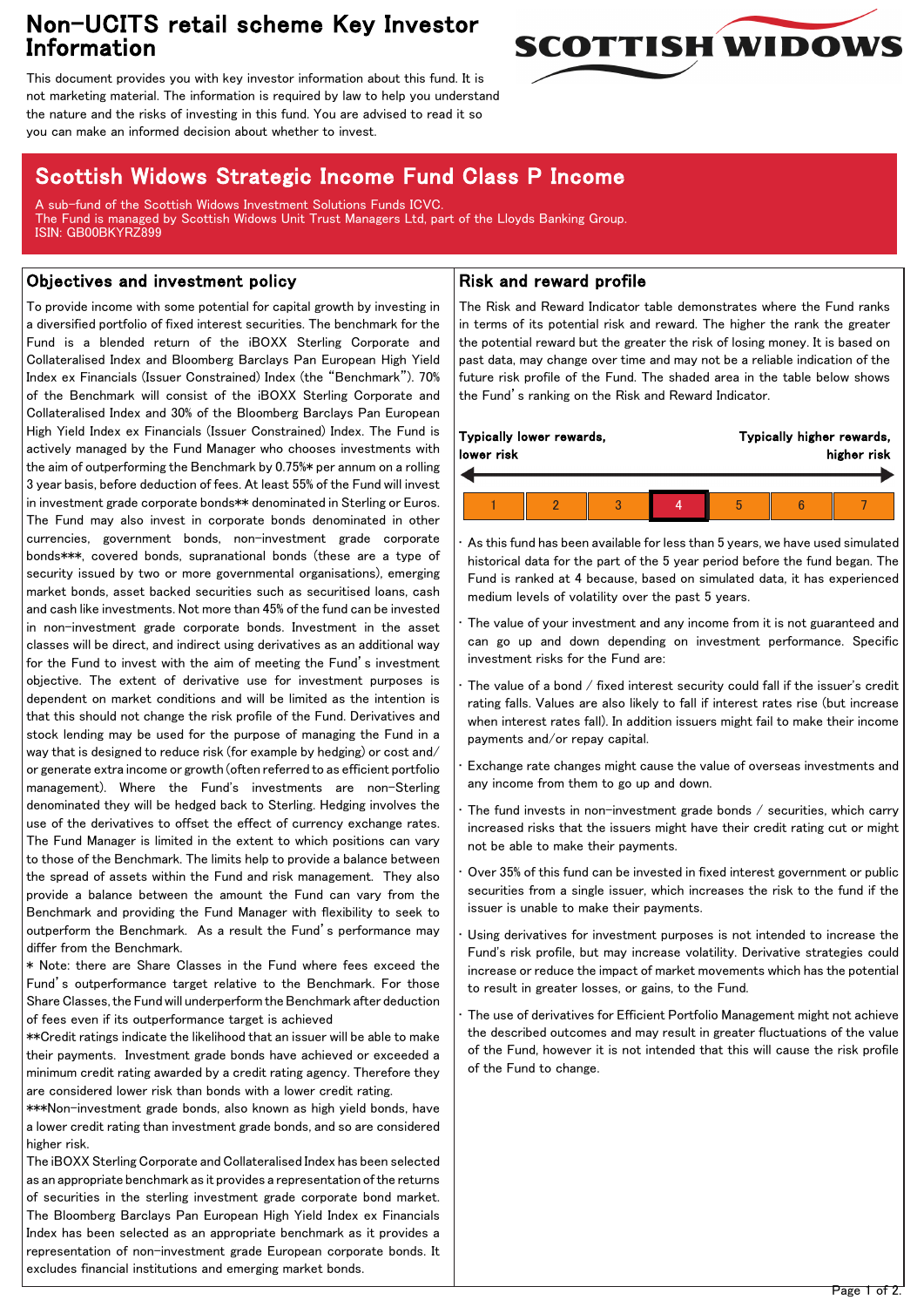# Non-UCITS retail scheme Key Investor Information

This document provides you with key investor information about this fund. It is not marketing material. The information is required by law to help you understand the nature and the risks of investing in this fund. You are advised to read it so you can make an informed decision about whether to invest.

## Scottish Widows Strategic Income Fund Class P Income

A sub-fund of the Scottish Widows Investment Solutions Funds ICVC.
The Fund is managed by Scottish Widows Unit Trust Managers Ltd, part of the Lloyds Banking Group.
ISIN: GB00BKYRZ899

### Objectives and investment policy

To provide income with some potential for capital growth by investing in a diversified portfolio of fixed interest securities. The benchmark for the Fund is a blended return of the iBOXX Sterling Corporate and Collateralised Index and Bloomberg Barclays Pan European High Yield Index ex Financials (Issuer Constrained) Index (the "Benchmark"). 70% of the Benchmark will consist of the iBOXX Sterling Corporate and Collateralised Index and 30% of the Bloomberg Barclays Pan European High Yield Index ex Financials (Issuer Constrained) Index. The Fund is actively managed by the Fund Manager who chooses investments with the aim of outperforming the Benchmark by 0.75%* per annum on a rolling 3 year basis, before deduction of fees. At least 55% of the Fund will invest in investment grade corporate bonds** denominated in Sterling or Euros. The Fund may also invest in corporate bonds denominated in other currencies, government bonds, non-investment grade corporate bonds***, covered bonds, supranational bonds (these are a type of security issued by two or more governmental organisations), emerging market bonds, asset backed securities such as securitised loans, cash and cash like investments. Not more than 45% of the fund can be invested in non-investment grade corporate bonds. Investment in the asset classes will be direct, and indirect using derivatives as an additional way for the Fund to invest with the aim of meeting the Fund's investment objective. The extent of derivative use for investment purposes is dependent on market conditions and will be limited as the intention is that this should not change the risk profile of the Fund. Derivatives and stock lending may be used for the purpose of managing the Fund in a way that is designed to reduce risk (for example by hedging) or cost and/or generate extra income or growth (often referred to as efficient portfolio management). Where the Fund's investments are non-Sterling denominated they will be hedged back to Sterling. Hedging involves the use of the derivatives to offset the effect of currency exchange rates. The Fund Manager is limited in the extent to which positions can vary to those of the Benchmark. The limits help to provide a balance between the spread of assets within the Fund and risk management. They also provide a balance between the amount the Fund can vary from the Benchmark and providing the Fund Manager with flexibility to seek to outperform the Benchmark. As a result the Fund's performance may differ from the Benchmark.

* Note: there are Share Classes in the Fund where fees exceed the Fund's outperformance target relative to the Benchmark. For those Share Classes, the Fund will underperform the Benchmark after deduction of fees even if its outperformance target is achieved

**Credit ratings indicate the likelihood that an issuer will be able to make their payments. Investment grade bonds have achieved or exceeded a minimum credit rating awarded by a credit rating agency. Therefore they are considered lower risk than bonds with a lower credit rating.

***Non-investment grade bonds, also known as high yield bonds, have a lower credit rating than investment grade bonds, and so are considered higher risk.

The iBOXX Sterling Corporate and Collateralised Index has been selected as an appropriate benchmark as it provides a representation of the returns of securities in the sterling investment grade corporate bond market. The Bloomberg Barclays Pan European High Yield Index ex Financials Index has been selected as an appropriate benchmark as it provides a representation of non-investment grade European corporate bonds. It excludes financial institutions and emerging market bonds.

### Risk and reward profile

The Risk and Reward Indicator table demonstrates where the Fund ranks in terms of its potential risk and reward. The higher the rank the greater the potential reward but the greater the risk of losing money. It is based on past data, may change over time and may not be a reliable indication of the future risk profile of the Fund. The shaded area in the table below shows the Fund's ranking on the Risk and Reward Indicator.

**Typically lower rewards, lower risk** ← → **Typically higher rewards, higher risk**

| 1 | 2 | 3 | **4** | 5 | 6 | 7 |
|---|---|---|---|---|---|---|

(The Fund is ranked at 4.)

- As this fund has been available for less than 5 years, we have used simulated historical data for the part of the 5 year period before the fund began. The Fund is ranked at 4 because, based on simulated data, it has experienced medium levels of volatility over the past 5 years.
- The value of your investment and any income from it is not guaranteed and can go up and down depending on investment performance. Specific investment risks for the Fund are:
- The value of a bond / fixed interest security could fall if the issuer's credit rating falls. Values are also likely to fall if interest rates rise (but increase when interest rates fall). In addition issuers might fail to make their income payments and/or repay capital.
- Exchange rate changes might cause the value of overseas investments and any income from them to go up and down.
- The fund invests in non-investment grade bonds / securities, which carry increased risks that the issuers might have their credit rating cut or might not be able to make their payments.
- Over 35% of this fund can be invested in fixed interest government or public securities from a single issuer, which increases the risk to the fund if the issuer is unable to make their payments.
- Using derivatives for investment purposes is not intended to increase the Fund's risk profile, but may increase volatility. Derivative strategies could increase or reduce the impact of market movements which has the potential to result in greater losses, or gains, to the Fund.
- The use of derivatives for Efficient Portfolio Management might not achieve the described outcomes and may result in greater fluctuations of the value of the Fund, however it is not intended that this will cause the risk profile of the Fund to change.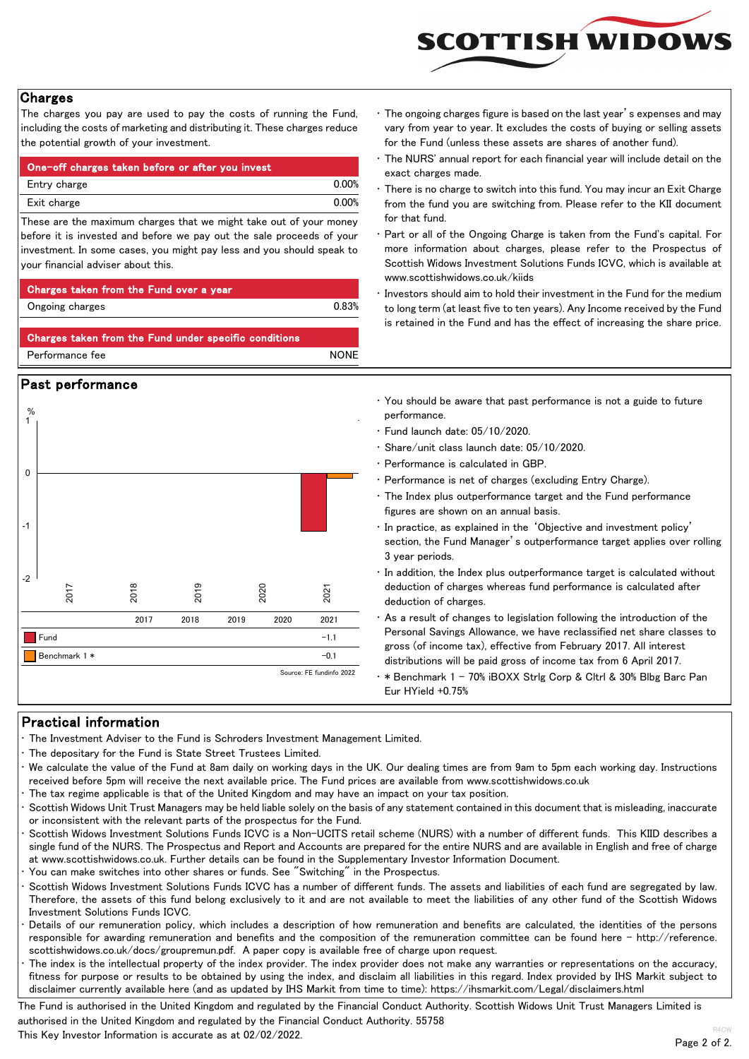## Charges

The charges you pay are used to pay the costs of running the Fund, including the costs of marketing and distributing it. These charges reduce the potential growth of your investment.

| One-off charges taken before or after you invest | |
|---|---|
| Entry charge | 0.00% |
| Exit charge | 0.00% |

These are the maximum charges that we might take out of your money before it is invested and before we pay out the sale proceeds of your investment. In some cases, you might pay less and you should speak to your financial adviser about this.

| Charges taken from the Fund over a year | |
|---|---|
| Ongoing charges | 0.83% |

| Charges taken from the Fund under specific conditions | |
|---|---|
| Performance fee | NONE |

- The ongoing charges figure is based on the last year's expenses and may vary from year to year. It excludes the costs of buying or selling assets for the Fund (unless these assets are shares of another fund).
- The NURS' annual report for each financial year will include detail on the exact charges made.
- There is no charge to switch into this fund. You may incur an Exit Charge from the fund you are switching from. Please refer to the KII document for that fund.
- Part or all of the Ongoing Charge is taken from the Fund's capital. For more information about charges, please refer to the Prospectus of Scottish Widows Investment Solutions Funds ICVC, which is available at www.scottishwidows.co.uk/kiids
- Investors should aim to hold their investment in the Fund for the medium to long term (at least five to ten years). Any Income received by the Fund is retained in the Fund and has the effect of increasing the share price.

## Past performance

%
1
0
-1
-2
2017
2018
2019
2020
2021

| | 2017 | 2018 | 2019 | 2020 | 2021 |
|---|---|---|---|---|---|
| Fund | | | | | −1.1 |
| Benchmark 1 * | | | | | −0.1 |

Source: FE fundinfo 2022

- You should be aware that past performance is not a guide to future performance.
- Fund launch date: 05/10/2020.
- Share/unit class launch date: 05/10/2020.
- Performance is calculated in GBP.
- Performance is net of charges (excluding Entry Charge).
- The Index plus outperformance target and the Fund performance figures are shown on an annual basis.
- In practice, as explained in the 'Objective and investment policy' section, the Fund Manager's outperformance target applies over rolling 3 year periods.
- In addition, the Index plus outperformance target is calculated without deduction of charges whereas fund performance is calculated after deduction of charges.
- As a result of changes to legislation following the introduction of the Personal Savings Allowance, we have reclassified net share classes to gross (of income tax), effective from February 2017. All interest distributions will be paid gross of income tax from 6 April 2017.
- * Benchmark 1 - 70% iBOXX Strlg Corp & Cltrl & 30% Blbg Barc Pan Eur HYield +0.75%

## Practical information

- The Investment Adviser to the Fund is Schroders Investment Management Limited.
- The depositary for the Fund is State Street Trustees Limited.
- We calculate the value of the Fund at 8am daily on working days in the UK. Our dealing times are from 9am to 5pm each working day. Instructions received before 5pm will receive the next available price. The Fund prices are available from www.scottishwidows.co.uk
- The tax regime applicable is that of the United Kingdom and may have an impact on your tax position.
- Scottish Widows Unit Trust Managers may be held liable solely on the basis of any statement contained in this document that is misleading, inaccurate or inconsistent with the relevant parts of the prospectus for the Fund.
- Scottish Widows Investment Solutions Funds ICVC is a Non-UCITS retail scheme (NURS) with a number of different funds. This KIID describes a single fund of the NURS. The Prospectus and Report and Accounts are prepared for the entire NURS and are available in English and free of charge at www.scottishwidows.co.uk. Further details can be found in the Supplementary Investor Information Document.
- You can make switches into other shares or funds. See "Switching" in the Prospectus.
- Scottish Widows Investment Solutions Funds ICVC has a number of different funds. The assets and liabilities of each fund are segregated by law. Therefore, the assets of this fund belong exclusively to it and are not available to meet the liabilities of any other fund of the Scottish Widows Investment Solutions Funds ICVC.
- Details of our remuneration policy, which includes a description of how remuneration and benefits are calculated, the identities of the persons responsible for awarding remuneration and benefits and the composition of the remuneration committee can be found here - http://reference.scottishwidows.co.uk/docs/grouprenum.pdf. A paper copy is available free of charge upon request.
- The index is the intellectual property of the index provider. The index provider does not make any warranties or representations on the accuracy, fitness for purpose or results to be obtained by using the index, and disclaim all liabilities in this regard. Index provided by IHS Markit subject to disclaimer currently available here (and as updated by IHS Markit from time to time): https://ihsmarkit.com/Legal/disclaimers.html

The Fund is authorised in the United Kingdom and regulated by the Financial Conduct Authority. Scottish Widows Unit Trust Managers Limited is authorised in the United Kingdom and regulated by the Financial Conduct Authority. 55758

This Key Investor Information is accurate as at 02/02/2022.